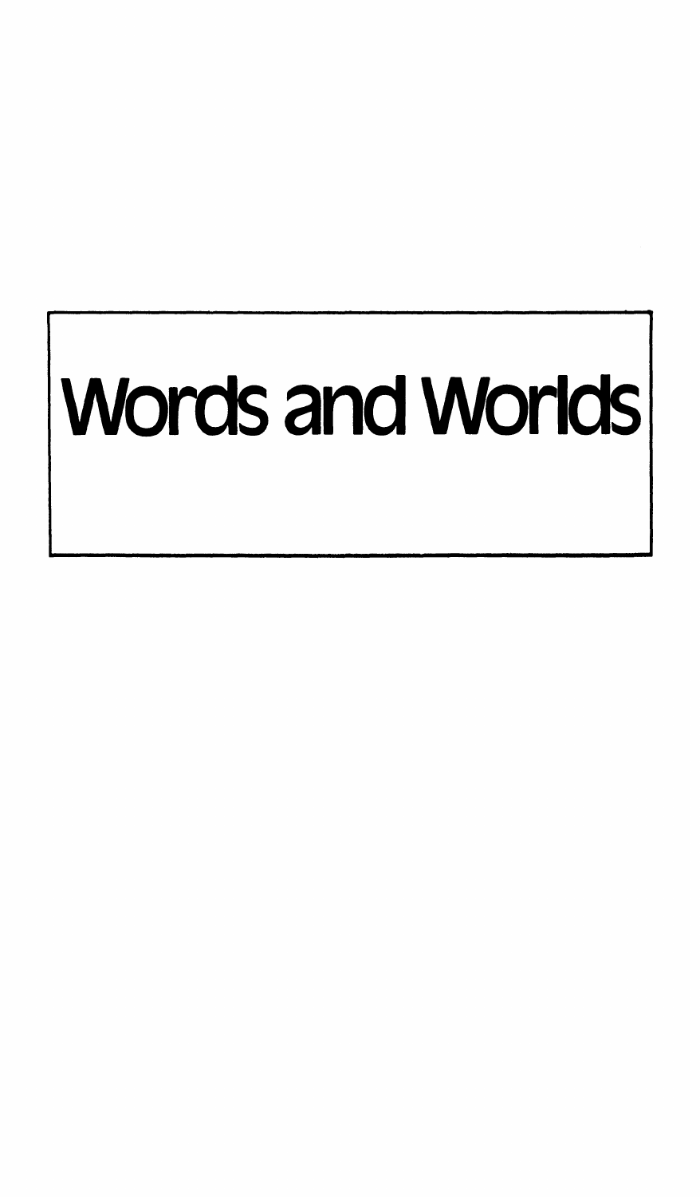# Words and Worlds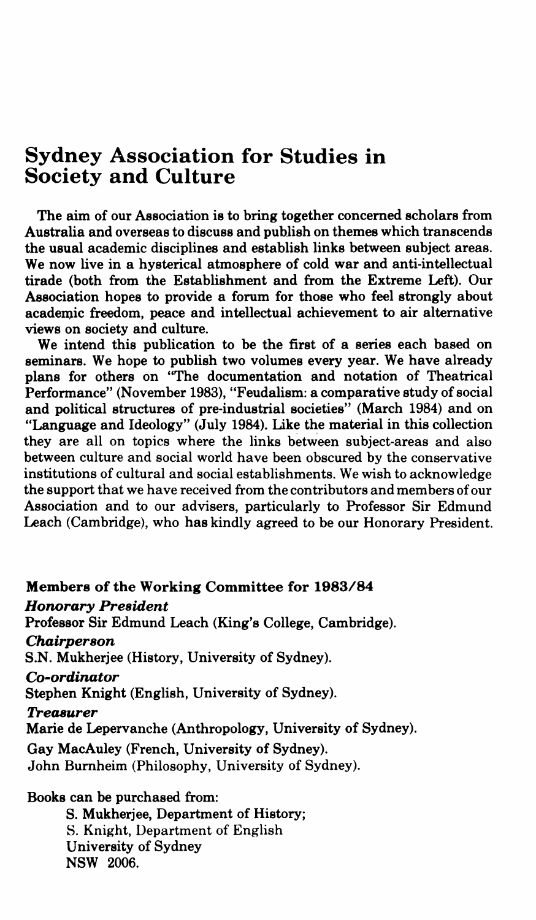# Sydney Association for Studies in Society and Culture

The aim of our Association is to bring together concerned scholars from Australia and overseas to discuss and publish on themes which transcends the usual academic disciplines and establish links between subject areas. We now live in a hysterical atmosphere of cold war and anti-intellectual tirade (both from the Establishment and from the Extreme Left). Our Association hopes to provide a forum for those who feel strongly about academic freedom, peace and intellectual achievement to air alternative views on society and culture.

We intend this publication to be the first of a series each based on seminars. We hope to publish two volumes every year. We have already plans for others on "The documentation and notation of Theatrical Performance" (November 1983), "Feudalism: a comparative study of social and political structures of pre-industrial societies" (March 1984) and on "Language and Ideology" (July 1984). Like the material in this collection they are all on topics where the links between subject-areas and also between culture and social world have been obscured by the conservative institutions of cultural and social establishments. We wish to acknowledge the support that we have received from the contributors and members of our Association and to our advisers, particularly to Professor Sir Edmund Leach (Cambridge), who has kindly agreed to be our Honorary President.

**Members of the Working Committee for 1983/84**

***Honorary President***
Professor Sir Edmund Leach (King's College, Cambridge).

***Chairperson***
S.N. Mukherjee (History, University of Sydney).

***Co-ordinator***
Stephen Knight (English, University of Sydney).

***Treasurer***
Marie de Lepervanche (Anthropology, University of Sydney).

Gay MacAuley (French, University of Sydney).
John Burnheim (Philosophy, University of Sydney).

Books can be purchased from:
S. Mukherjee, Department of History;
S. Knight, Department of English
University of Sydney
NSW 2006.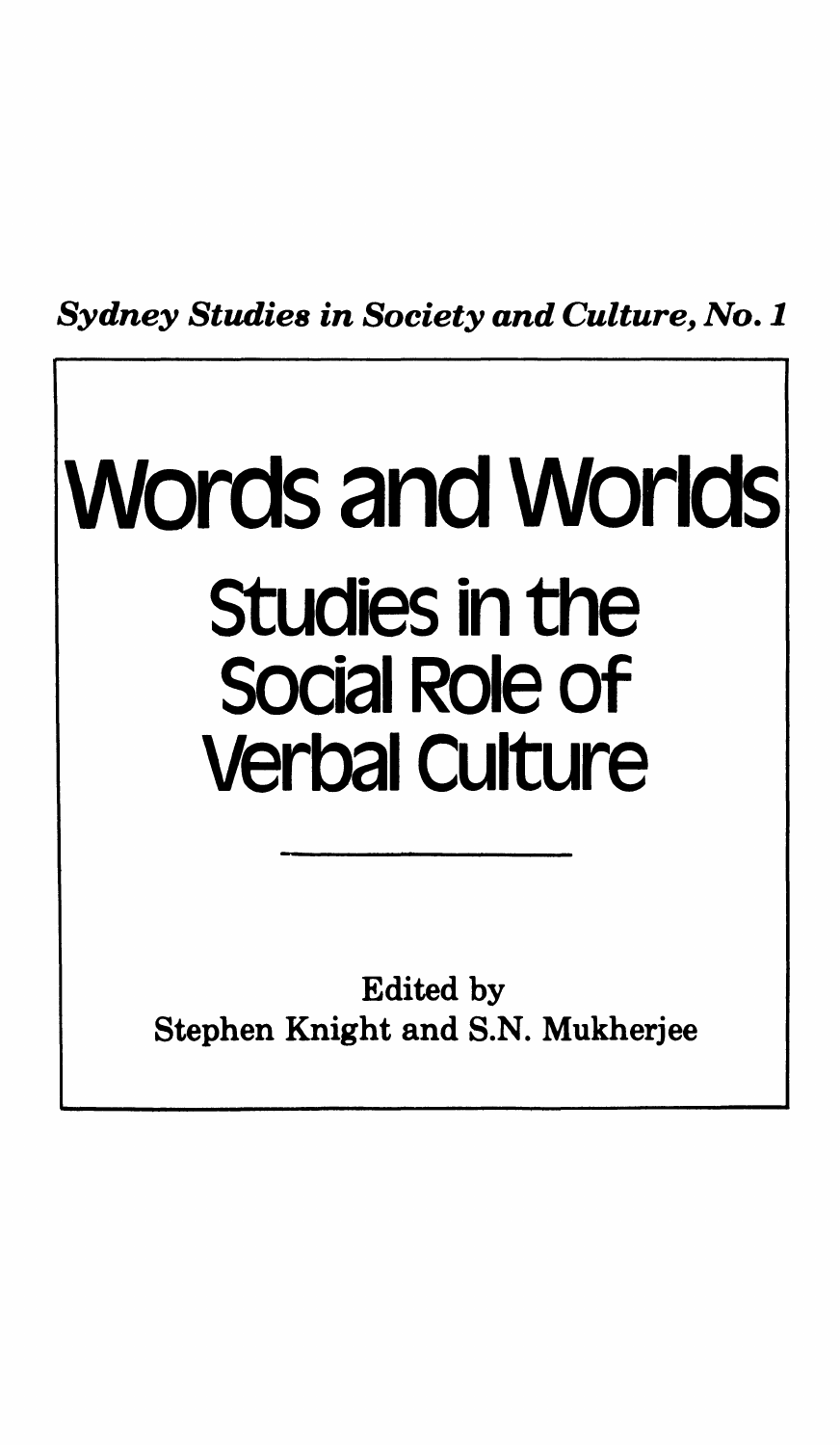*Sydney Studies in Society and Culture, No. 1*

# Words and Worlds

## Studies in the Social Role of Verbal Culture

Edited by
Stephen Knight and S.N. Mukherjee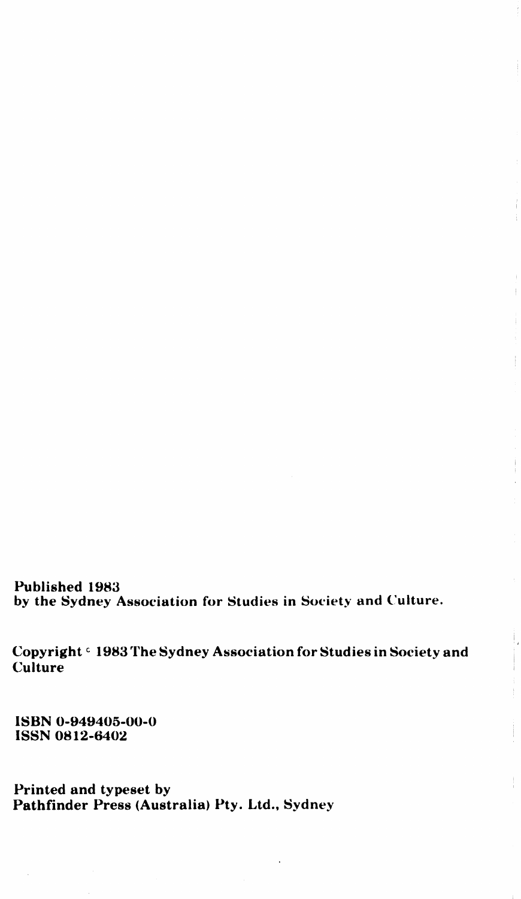**Published 1983**
**by the Sydney Association for Studies in Society and Culture.**

**Copyright © 1983 The Sydney Association for Studies in Society and Culture**

**ISBN 0-949405-00-0**
**ISSN 0812-6402**

**Printed and typeset by**
**Pathfinder Press (Australia) Pty. Ltd., Sydney**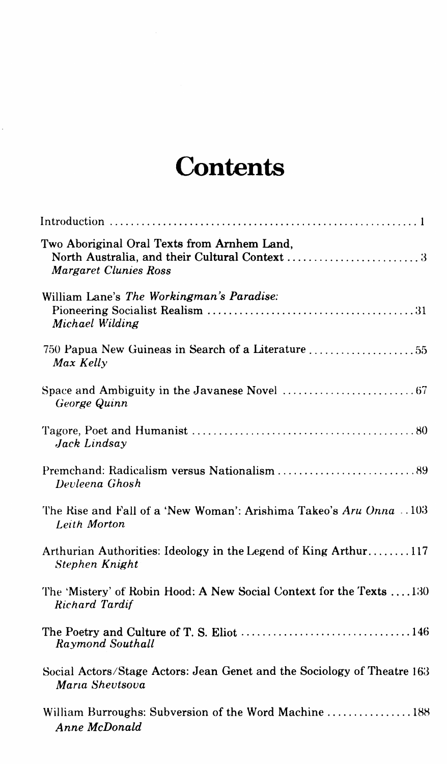# Contents

Introduction ........................................................ 1

Two Aboriginal Oral Texts from Arnhem Land, North Australia, and their Cultural Context ........................ 3
*Margaret Clunies Ross*

William Lane's *The Workingman's Paradise:* Pioneering Socialist Realism ........................................ 31
*Michael Wilding*

750 Papua New Guineas in Search of a Literature .................... 55
*Max Kelly*

Space and Ambiguity in the Javanese Novel ......................... 67
*George Quinn*

Tagore, Poet and Humanist ......................................... 80
*Jack Lindsay*

Premchand: Radicalism versus Nationalism .......................... 89
*Devleena Ghosh*

The Rise and Fall of a 'New Woman': Arishima Takeo's *Aru Onna* .. 103
*Leith Morton*

Arthurian Authorities: Ideology in the Legend of King Arthur........ 117
*Stephen Knight*

The 'Mistery' of Robin Hood: A New Social Context for the Texts .... 130
*Richard Tardif*

The Poetry and Culture of T. S. Eliot ............................... 146
*Raymond Southall*

Social Actors/Stage Actors: Jean Genet and the Sociology of Theatre 163
*Maria Shevtsova*

William Burroughs: Subversion of the Word Machine ................ 188
*Anne McDonald*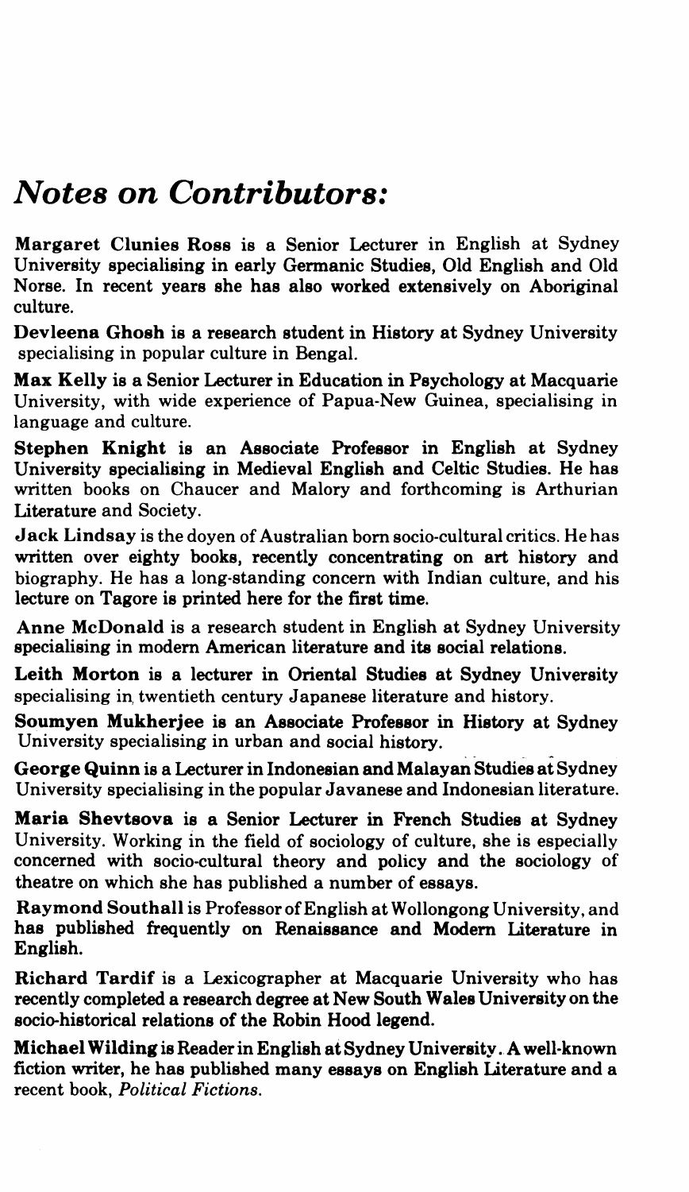# *Notes on Contributors:*

**Margaret Clunies Ross** is a Senior Lecturer in English at Sydney University specialising in early Germanic Studies, Old English and Old Norse. In recent years she has also worked extensively on Aboriginal culture.

**Devleena Ghosh** is a research student in History at Sydney University specialising in popular culture in Bengal.

**Max Kelly** is a Senior Lecturer in Education in Psychology at Macquarie University, with wide experience of Papua-New Guinea, specialising in language and culture.

**Stephen Knight** is an Associate Professor in English at Sydney University specialising in Medieval English and Celtic Studies. He has written books on Chaucer and Malory and forthcoming is Arthurian Literature and Society.

**Jack Lindsay** is the doyen of Australian born socio-cultural critics. He has written over eighty books, recently concentrating on art history and biography. He has a long-standing concern with Indian culture, and his lecture on Tagore is printed here for the first time.

**Anne McDonald** is a research student in English at Sydney University specialising in modern American literature and its social relations.

**Leith Morton** is a lecturer in Oriental Studies at Sydney University specialising in twentieth century Japanese literature and history.

**Soumyen Mukherjee** is an Associate Professor in History at Sydney University specialising in urban and social history.

**George Quinn** is a Lecturer in Indonesian and Malayan Studies at Sydney University specialising in the popular Javanese and Indonesian literature.

**Maria Shevtsova** is a Senior Lecturer in French Studies at Sydney University. Working in the field of sociology of culture, she is especially concerned with socio-cultural theory and policy and the sociology of theatre on which she has published a number of essays.

**Raymond Southall** is Professor of English at Wollongong University, and has published frequently on Renaissance and Modern Literature in English.

**Richard Tardif** is a Lexicographer at Macquarie University who has recently completed a research degree at New South Wales University on the socio-historical relations of the Robin Hood legend.

**Michael Wilding** is Reader in English at Sydney University. A well-known fiction writer, he has published many essays on English Literature and a recent book, *Political Fictions*.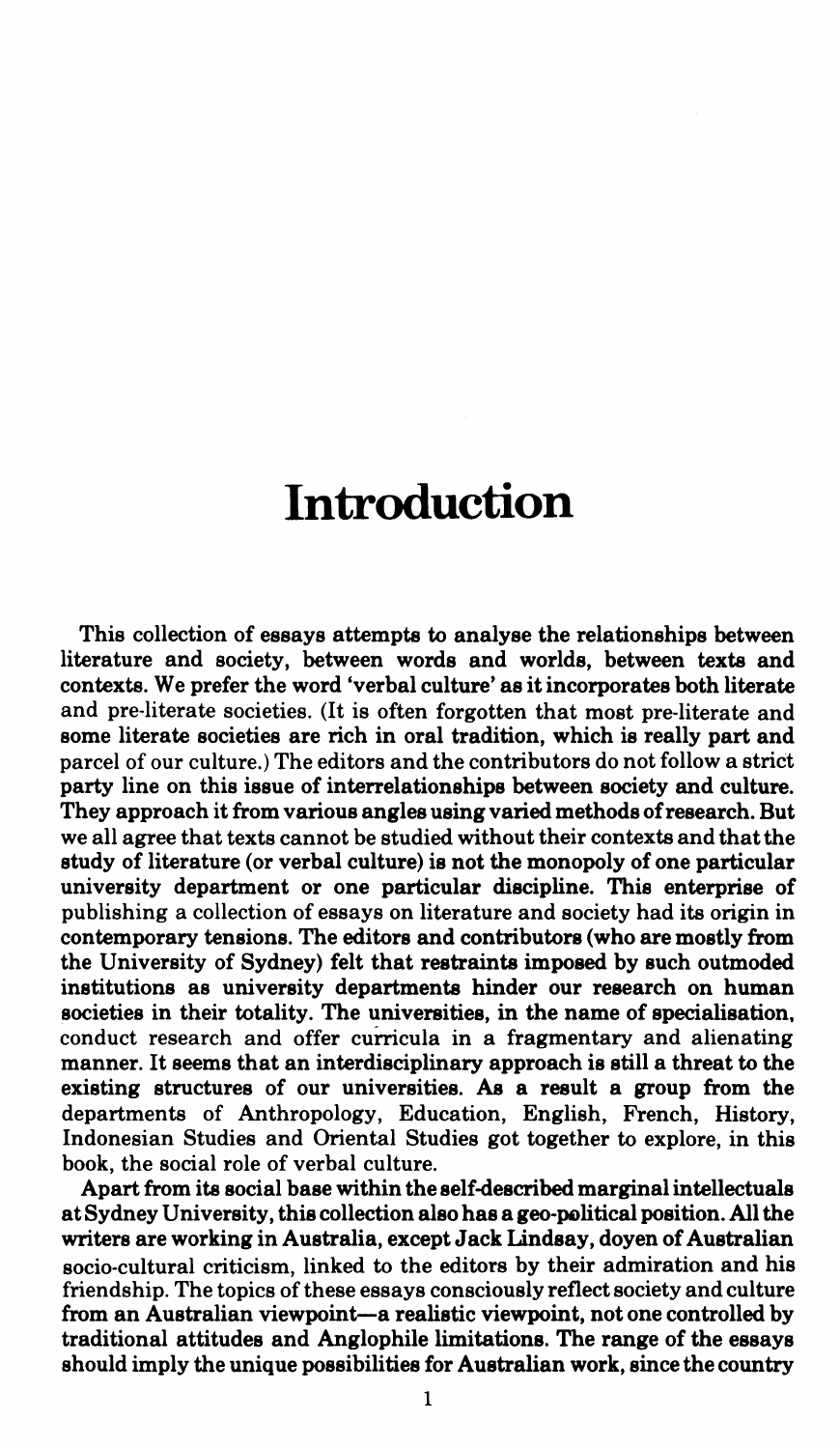# Introduction

This collection of essays attempts to analyse the relationships between literature and society, between words and worlds, between texts and contexts. We prefer the word 'verbal culture' as it incorporates both literate and pre-literate societies. (It is often forgotten that most pre-literate and some literate societies are rich in oral tradition, which is really part and parcel of our culture.) The editors and the contributors do not follow a strict party line on this issue of interrelationships between society and culture. They approach it from various angles using varied methods of research. But we all agree that texts cannot be studied without their contexts and that the study of literature (or verbal culture) is not the monopoly of one particular university department or one particular discipline. This enterprise of publishing a collection of essays on literature and society had its origin in contemporary tensions. The editors and contributors (who are mostly from the University of Sydney) felt that restraints imposed by such outmoded institutions as university departments hinder our research on human societies in their totality. The universities, in the name of specialisation, conduct research and offer curricula in a fragmentary and alienating manner. It seems that an interdisciplinary approach is still a threat to the existing structures of our universities. As a result a group from the departments of Anthropology, Education, English, French, History, Indonesian Studies and Oriental Studies got together to explore, in this book, the social role of verbal culture.

Apart from its social base within the self-described marginal intellectuals at Sydney University, this collection also has a geo-political position. All the writers are working in Australia, except Jack Lindsay, doyen of Australian socio-cultural criticism, linked to the editors by their admiration and his friendship. The topics of these essays consciously reflect society and culture from an Australian viewpoint—a realistic viewpoint, not one controlled by traditional attitudes and Anglophile limitations. The range of the essays should imply the unique possibilities for Australian work, since the country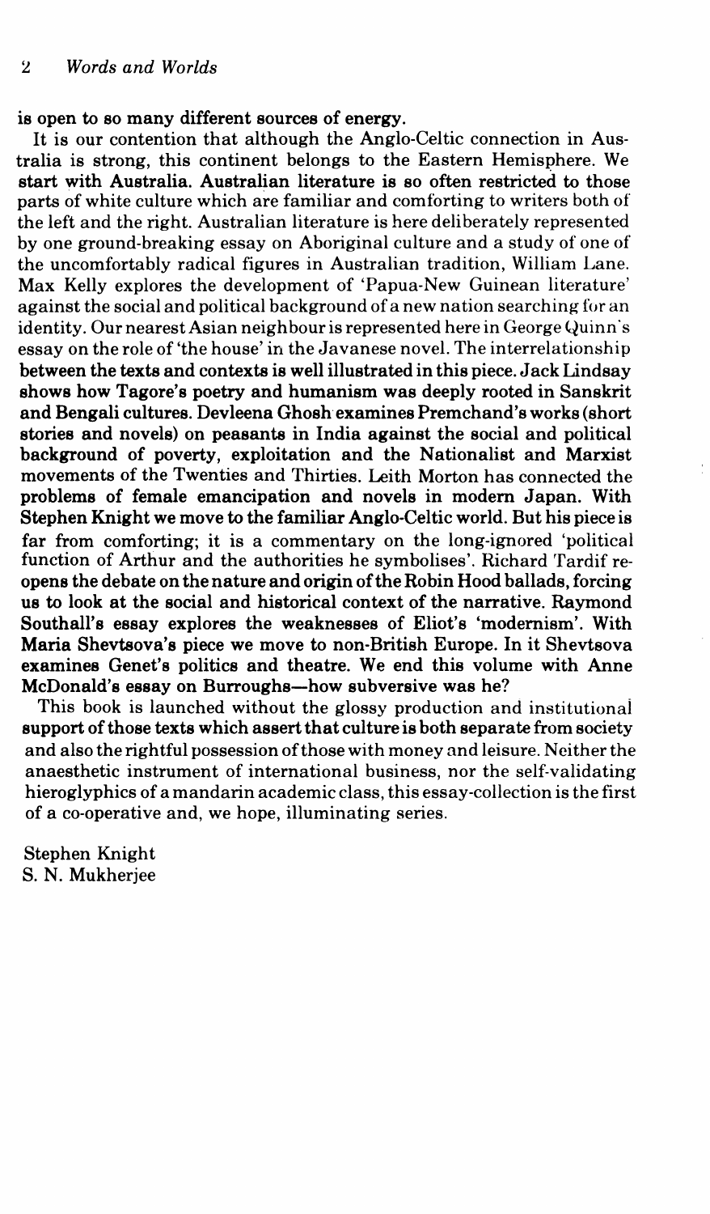is open to so many different sources of energy.

It is our contention that although the Anglo-Celtic connection in Australia is strong, this continent belongs to the Eastern Hemisphere. We start with Australia. Australian literature is so often restricted to those parts of white culture which are familiar and comforting to writers both of the left and the right. Australian literature is here deliberately represented by one ground-breaking essay on Aboriginal culture and a study of one of the uncomfortably radical figures in Australian tradition, William Lane. Max Kelly explores the development of 'Papua-New Guinean literature' against the social and political background of a new nation searching for an identity. Our nearest Asian neighbour is represented here in George Quinn's essay on the role of 'the house' in the Javanese novel. The interrelationship between the texts and contexts is well illustrated in this piece. Jack Lindsay shows how Tagore's poetry and humanism was deeply rooted in Sanskrit and Bengali cultures. Devleena Ghosh examines Premchand's works (short stories and novels) on peasants in India against the social and political background of poverty, exploitation and the Nationalist and Marxist movements of the Twenties and Thirties. Leith Morton has connected the problems of female emancipation and novels in modern Japan. With Stephen Knight we move to the familiar Anglo-Celtic world. But his piece is far from comforting; it is a commentary on the long-ignored 'political function of Arthur and the authorities he symbolises'. Richard Tardif re-opens the debate on the nature and origin of the Robin Hood ballads, forcing us to look at the social and historical context of the narrative. Raymond Southall's essay explores the weaknesses of Eliot's 'modernism'. With Maria Shevtsova's piece we move to non-British Europe. In it Shevtsova examines Genet's politics and theatre. We end this volume with Anne McDonald's essay on Burroughs—how subversive was he?

This book is launched without the glossy production and institutional support of those texts which assert that culture is both separate from society and also the rightful possession of those with money and leisure. Neither the anaesthetic instrument of international business, nor the self-validating hieroglyphics of a mandarin academic class, this essay-collection is the first of a co-operative and, we hope, illuminating series.

Stephen Knight
S. N. Mukherjee